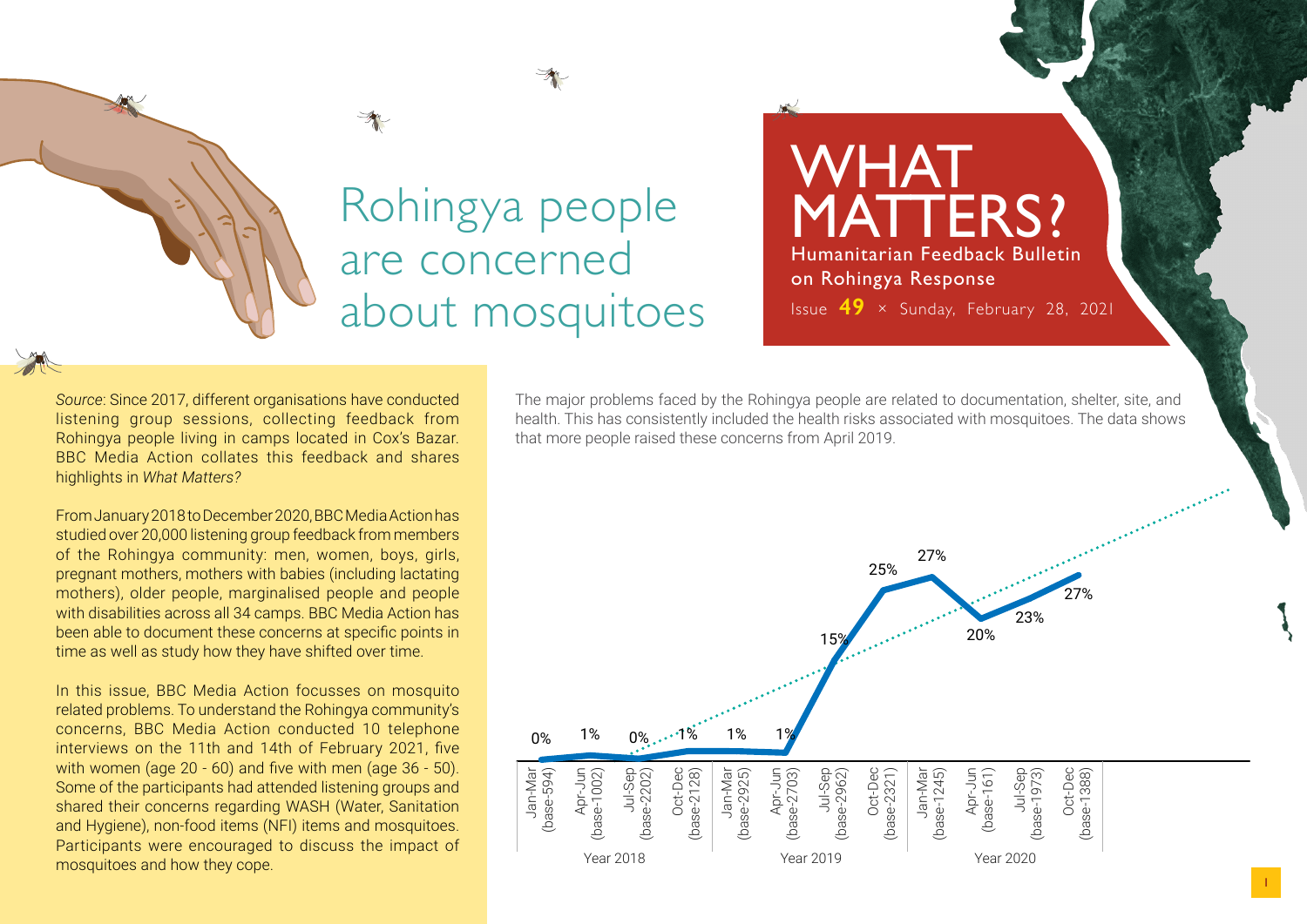# Rohingya people are concerned about mosquitoes

# WHAT MATTERS?

**Humanitarian Feedback Bulletin on Rohingya Response**

Issue **49** × Sunday, February 28, 2021

*Source*: Since 2017, different organisations have conducted listening group sessions, collecting feedback from Rohingya people living in camps located in Cox's Bazar. BBC Media Action collates this feedback and shares highlights in *What Matters?*

From January 2018 to December 2020, BBC Media Action has studied over 20,000 listening group feedback from members of the Rohingya community: men, women, boys, girls, pregnant mothers, mothers with babies (including lactating mothers), older people, marginalised people and people with disabilities across all 34 camps. BBC Media Action has been able to document these concerns at specific points in time as well as study how they have shifted over time.

In this issue, BBC Media Action focusses on mosquito related problems. To understand the Rohingya community's concerns, BBC Media Action conducted 10 telephone interviews on the 11th and 14th of February 2021, five with women (age 20 - 60) and five with men (age 36 - 50). Some of the participants had attended listening groups and shared their concerns regarding WASH (Water, Sanitation and Hygiene), non-food items (NFI) items and mosquitoes. Participants were encouraged to discuss the impact of mosquitoes and how they cope.

The major problems faced by the Rohingya people are related to documentation, shelter, site, and health. This has consistently included the health risks associated with mosquitoes. The data shows that more people raised these concerns from April 2019.

| Year | Period | Base | % |
|---|---|---|---|
| Year 2018 | Jan-Mar | 594 | 0% |
| | Apr-Jun | 1002 | 1% |
| | Jul-Sep | 2202 | 0% |
| | Oct-Dec | 2128 | 1% |
| Year 2019 | Jan-Mar | 2925 | 1% |
| | Apr-Jun | 2703 | 1% |
| | Jul-Sep | 2962 | 15% |
| | Oct-Dec | 2321 | 25% |
| Year 2020 | Jan-Mar | 1245 | 27% |
| | Apr-Jun | 161 | 20% |
| | Jul-Sep | 1973 | 23% |
| | Oct-Dec | 1388 | 27% |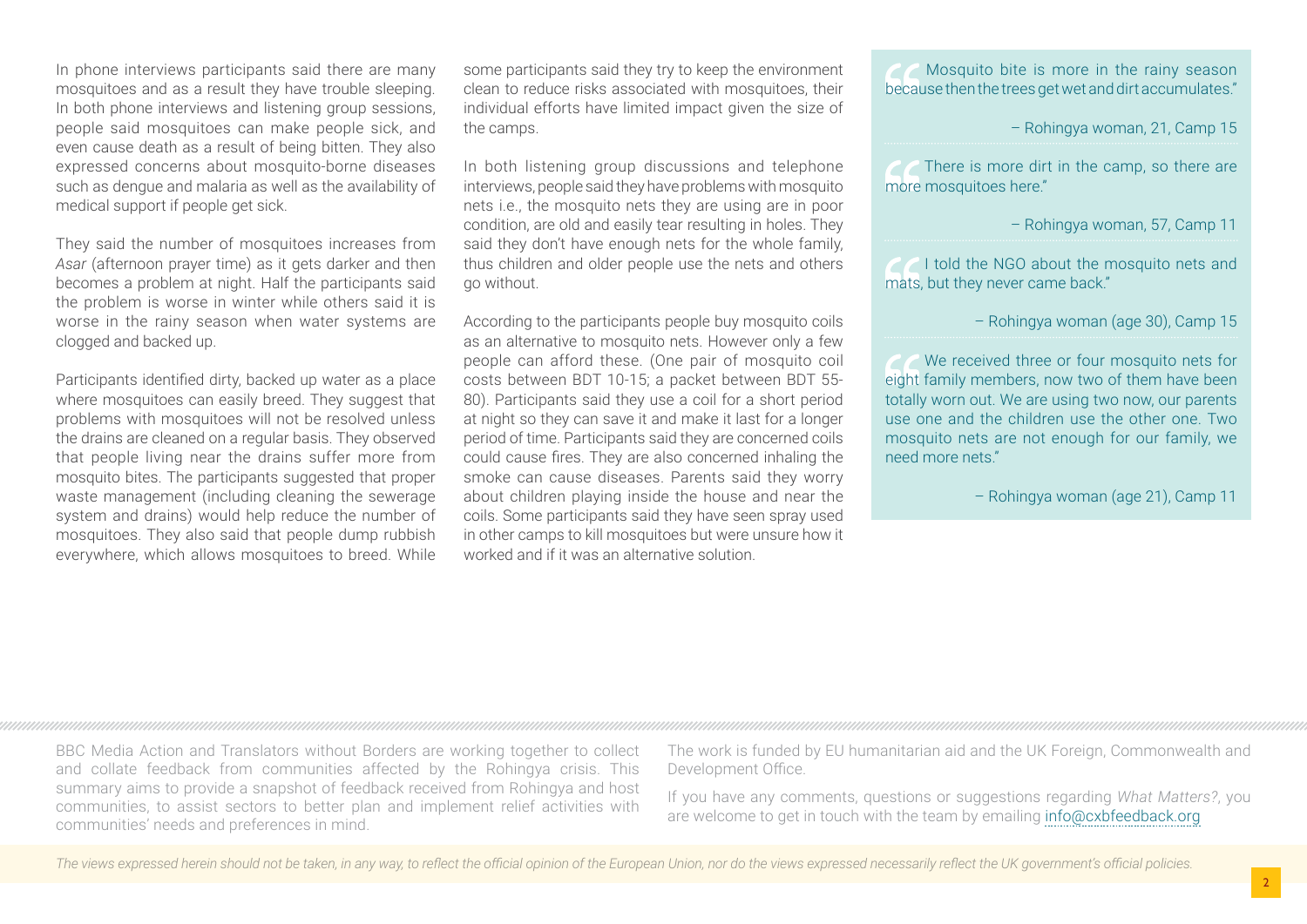In phone interviews participants said there are many mosquitoes and as a result they have trouble sleeping. In both phone interviews and listening group sessions, people said mosquitoes can make people sick, and even cause death as a result of being bitten. They also expressed concerns about mosquito-borne diseases such as dengue and malaria as well as the availability of medical support if people get sick.

They said the number of mosquitoes increases from *Asar* (afternoon prayer time) as it gets darker and then becomes a problem at night. Half the participants said the problem is worse in winter while others said it is worse in the rainy season when water systems are clogged and backed up.

Participants identified dirty, backed up water as a place where mosquitoes can easily breed. They suggest that problems with mosquitoes will not be resolved unless the drains are cleaned on a regular basis. They observed that people living near the drains suffer more from mosquito bites. The participants suggested that proper waste management (including cleaning the sewerage system and drains) would help reduce the number of mosquitoes. They also said that people dump rubbish everywhere, which allows mosquitoes to breed. While some participants said they try to keep the environment clean to reduce risks associated with mosquitoes, their individual efforts have limited impact given the size of the camps.

In both listening group discussions and telephone interviews, people said they have problems with mosquito nets i.e., the mosquito nets they are using are in poor condition, are old and easily tear resulting in holes. They said they don't have enough nets for the whole family, thus children and older people use the nets and others go without.

According to the participants people buy mosquito coils as an alternative to mosquito nets. However only a few people can afford these. (One pair of mosquito coil costs between BDT 10-15; a packet between BDT 55-80). Participants said they use a coil for a short period at night so they can save it and make it last for a longer period of time. Participants said they are concerned coils could cause fires. They are also concerned inhaling the smoke can cause diseases. Parents said they worry about children playing inside the house and near the coils. Some participants said they have seen spray used in other camps to kill mosquitoes but were unsure how it worked and if it was an alternative solution.

> "Mosquito bite is more in the rainy season because then the trees get wet and dirt accumulates."
>
> – Rohingya woman, 21, Camp 15

> "There is more dirt in the camp, so there are more mosquitoes here."
>
> – Rohingya woman, 57, Camp 11

> "I told the NGO about the mosquito nets and mats, but they never came back."
>
> – Rohingya woman (age 30), Camp 15

> "We received three or four mosquito nets for eight family members, now two of them have been totally worn out. We are using two now, our parents use one and the children use the other one. Two mosquito nets are not enough for our family, we need more nets."
>
> – Rohingya woman (age 21), Camp 11

BBC Media Action and Translators without Borders are working together to collect and collate feedback from communities affected by the Rohingya crisis. This summary aims to provide a snapshot of feedback received from Rohingya and host communities, to assist sectors to better plan and implement relief activities with communities' needs and preferences in mind.

The work is funded by EU humanitarian aid and the UK Foreign, Commonwealth and Development Office.

If you have any comments, questions or suggestions regarding *What Matters?*, you are welcome to get in touch with the team by emailing info@cxbfeedback.org

*The views expressed herein should not be taken, in any way, to reflect the official opinion of the European Union, nor do the views expressed necessarily reflect the UK government's official policies.*